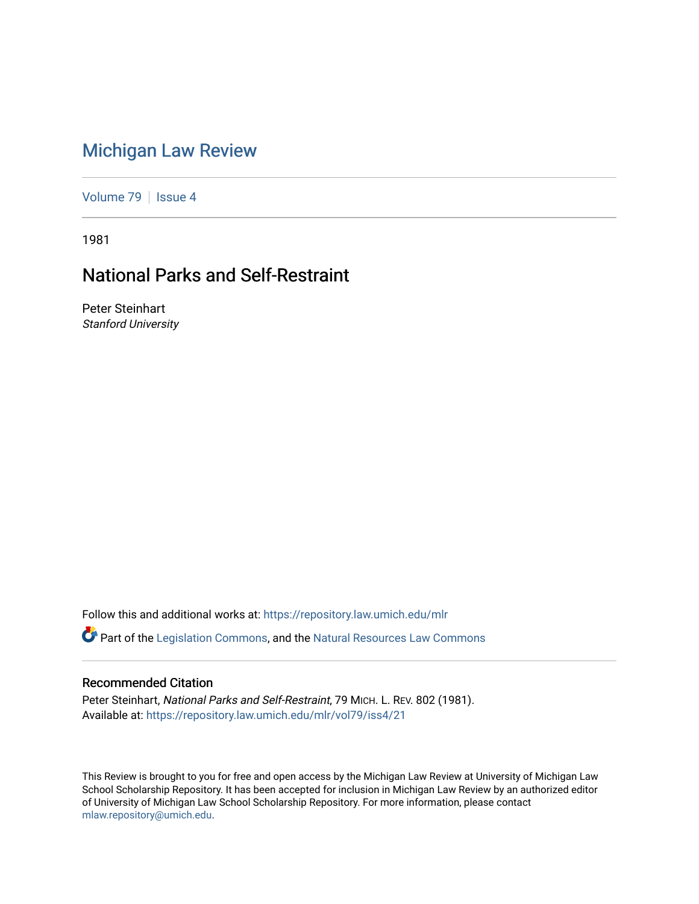# Michigan Law Review

Volume 79 | Issue 4

1981

## National Parks and Self-Restraint

Peter Steinhart
*Stanford University*

Follow this and additional works at: https://repository.law.umich.edu/mlr

Part of the Legislation Commons, and the Natural Resources Law Commons

### Recommended Citation

Peter Steinhart, *National Parks and Self-Restraint*, 79 MICH. L. REV. 802 (1981).
Available at: https://repository.law.umich.edu/mlr/vol79/iss4/21

This Review is brought to you for free and open access by the Michigan Law Review at University of Michigan Law School Scholarship Repository. It has been accepted for inclusion in Michigan Law Review by an authorized editor of University of Michigan Law School Scholarship Repository. For more information, please contact mlaw.repository@umich.edu.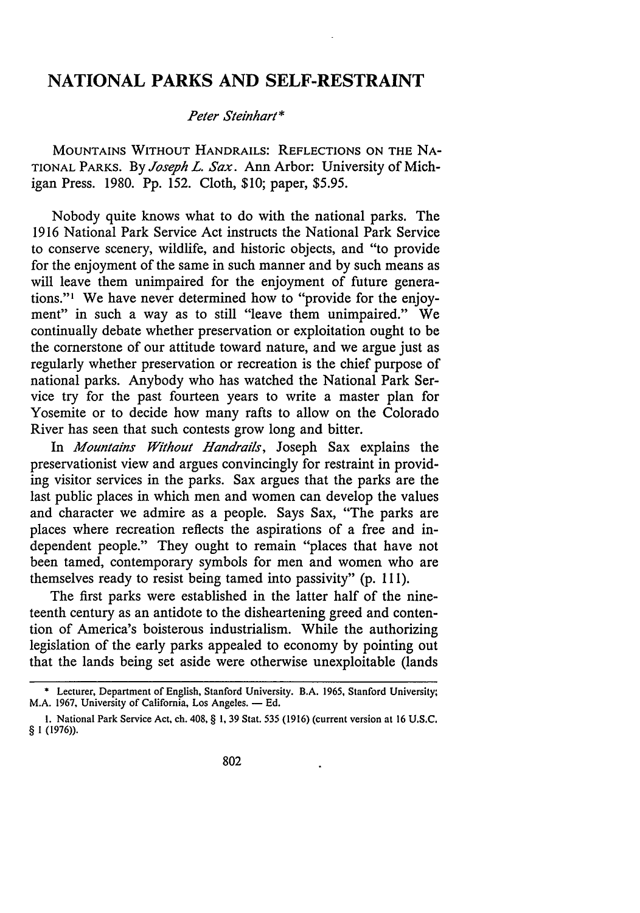# NATIONAL PARKS AND SELF-RESTRAINT

*Peter Steinhart\**

MOUNTAINS WITHOUT HANDRAILS: REFLECTIONS ON THE NATIONAL PARKS. By *Joseph L. Sax*. Ann Arbor: University of Michigan Press. 1980. Pp. 152. Cloth, $10; paper, $5.95.

Nobody quite knows what to do with the national parks. The 1916 National Park Service Act instructs the National Park Service to conserve scenery, wildlife, and historic objects, and "to provide for the enjoyment of the same in such manner and by such means as will leave them unimpaired for the enjoyment of future generations."[1] We have never determined how to "provide for the enjoyment" in such a way as to still "leave them unimpaired." We continually debate whether preservation or exploitation ought to be the cornerstone of our attitude toward nature, and we argue just as regularly whether preservation or recreation is the chief purpose of national parks. Anybody who has watched the National Park Service try for the past fourteen years to write a master plan for Yosemite or to decide how many rafts to allow on the Colorado River has seen that such contests grow long and bitter.

In *Mountains Without Handrails*, Joseph Sax explains the preservationist view and argues convincingly for restraint in providing visitor services in the parks. Sax argues that the parks are the last public places in which men and women can develop the values and character we admire as a people. Says Sax, "The parks are places where recreation reflects the aspirations of a free and independent people." They ought to remain "places that have not been tamed, contemporary symbols for men and women who are themselves ready to resist being tamed into passivity" (p. 111).

The first parks were established in the latter half of the nineteenth century as an antidote to the disheartening greed and contention of America's boisterous industrialism. While the authorizing legislation of the early parks appealed to economy by pointing out that the lands being set aside were otherwise unexploitable (lands

---

\* Lecturer, Department of English, Stanford University. B.A. 1965, Stanford University; M.A. 1967, University of California, Los Angeles. — Ed.

1. National Park Service Act, ch. 408, § 1, 39 Stat. 535 (1916) (current version at 16 U.S.C. § 1 (1976)).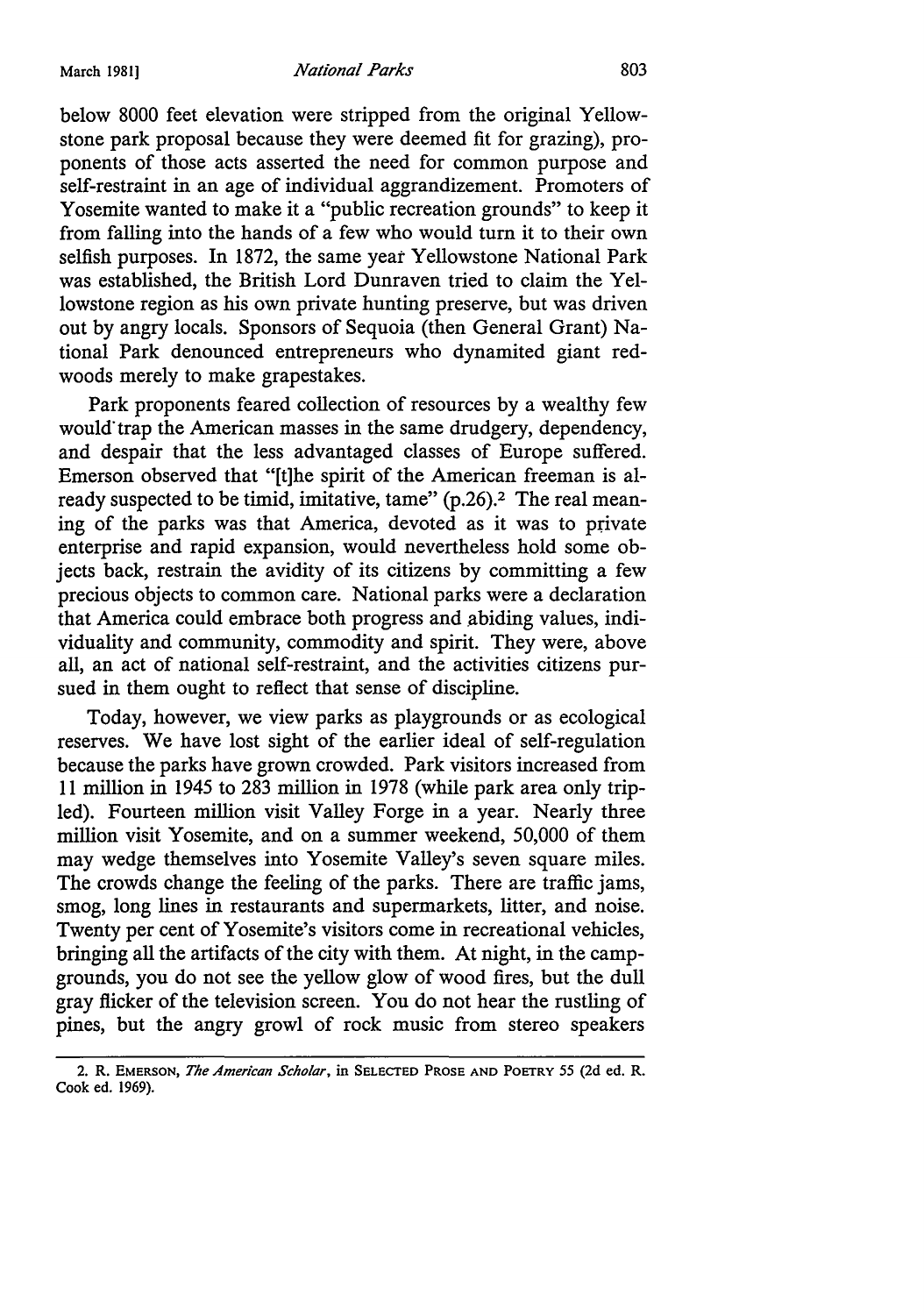below 8000 feet elevation were stripped from the original Yellowstone park proposal because they were deemed fit for grazing), proponents of those acts asserted the need for common purpose and self-restraint in an age of individual aggrandizement. Promoters of Yosemite wanted to make it a "public recreation grounds" to keep it from falling into the hands of a few who would turn it to their own selfish purposes. In 1872, the same year Yellowstone National Park was established, the British Lord Dunraven tried to claim the Yellowstone region as his own private hunting preserve, but was driven out by angry locals. Sponsors of Sequoia (then General Grant) National Park denounced entrepreneurs who dynamited giant redwoods merely to make grapestakes.

Park proponents feared collection of resources by a wealthy few would trap the American masses in the same drudgery, dependency, and despair that the less advantaged classes of Europe suffered. Emerson observed that "[t]he spirit of the American freeman is already suspected to be timid, imitative, tame" (p.26).[2] The real meaning of the parks was that America, devoted as it was to private enterprise and rapid expansion, would nevertheless hold some objects back, restrain the avidity of its citizens by committing a few precious objects to common care. National parks were a declaration that America could embrace both progress and abiding values, individuality and community, commodity and spirit. They were, above all, an act of national self-restraint, and the activities citizens pursued in them ought to reflect that sense of discipline.

Today, however, we view parks as playgrounds or as ecological reserves. We have lost sight of the earlier ideal of self-regulation because the parks have grown crowded. Park visitors increased from 11 million in 1945 to 283 million in 1978 (while park area only tripled). Fourteen million visit Valley Forge in a year. Nearly three million visit Yosemite, and on a summer weekend, 50,000 of them may wedge themselves into Yosemite Valley's seven square miles. The crowds change the feeling of the parks. There are traffic jams, smog, long lines in restaurants and supermarkets, litter, and noise. Twenty per cent of Yosemite's visitors come in recreational vehicles, bringing all the artifacts of the city with them. At night, in the campgrounds, you do not see the yellow glow of wood fires, but the dull gray flicker of the television screen. You do not hear the rustling of pines, but the angry growl of rock music from stereo speakers

---

2. R. Emerson, *The American Scholar*, in Selected Prose and Poetry 55 (2d ed. R. Cook ed. 1969).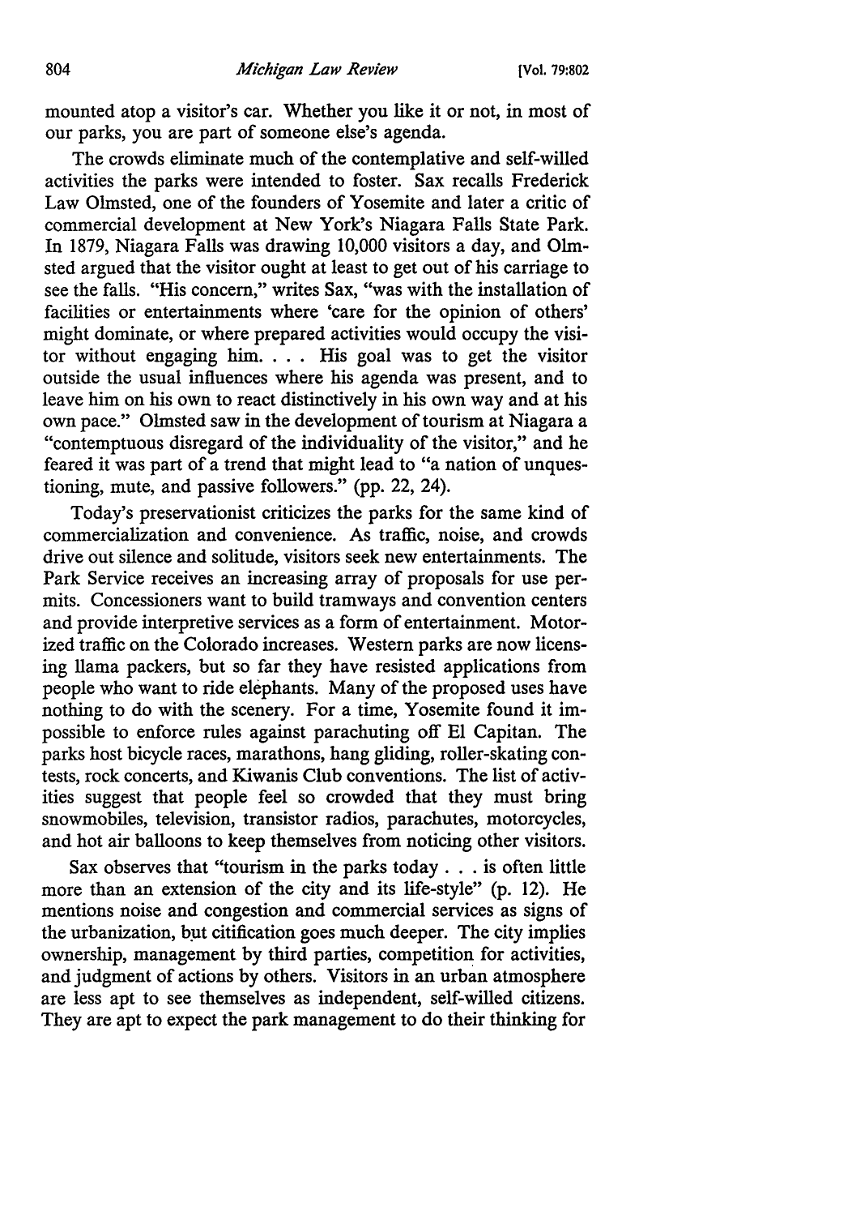mounted atop a visitor's car. Whether you like it or not, in most of our parks, you are part of someone else's agenda.

The crowds eliminate much of the contemplative and self-willed activities the parks were intended to foster. Sax recalls Frederick Law Olmsted, one of the founders of Yosemite and later a critic of commercial development at New York's Niagara Falls State Park. In 1879, Niagara Falls was drawing 10,000 visitors a day, and Olmsted argued that the visitor ought at least to get out of his carriage to see the falls. "His concern," writes Sax, "was with the installation of facilities or entertainments where 'care for the opinion of others' might dominate, or where prepared activities would occupy the visitor without engaging him. . . . His goal was to get the visitor outside the usual influences where his agenda was present, and to leave him on his own to react distinctively in his own way and at his own pace." Olmsted saw in the development of tourism at Niagara a "contemptuous disregard of the individuality of the visitor," and he feared it was part of a trend that might lead to "a nation of unquestioning, mute, and passive followers." (pp. 22, 24).

Today's preservationist criticizes the parks for the same kind of commercialization and convenience. As traffic, noise, and crowds drive out silence and solitude, visitors seek new entertainments. The Park Service receives an increasing array of proposals for use permits. Concessioners want to build tramways and convention centers and provide interpretive services as a form of entertainment. Motorized traffic on the Colorado increases. Western parks are now licensing llama packers, but so far they have resisted applications from people who want to ride elephants. Many of the proposed uses have nothing to do with the scenery. For a time, Yosemite found it impossible to enforce rules against parachuting off El Capitan. The parks host bicycle races, marathons, hang gliding, roller-skating contests, rock concerts, and Kiwanis Club conventions. The list of activities suggest that people feel so crowded that they must bring snowmobiles, television, transistor radios, parachutes, motorcycles, and hot air balloons to keep themselves from noticing other visitors.

Sax observes that "tourism in the parks today . . . is often little more than an extension of the city and its life-style" (p. 12). He mentions noise and congestion and commercial services as signs of the urbanization, but citification goes much deeper. The city implies ownership, management by third parties, competition for activities, and judgment of actions by others. Visitors in an urban atmosphere are less apt to see themselves as independent, self-willed citizens. They are apt to expect the park management to do their thinking for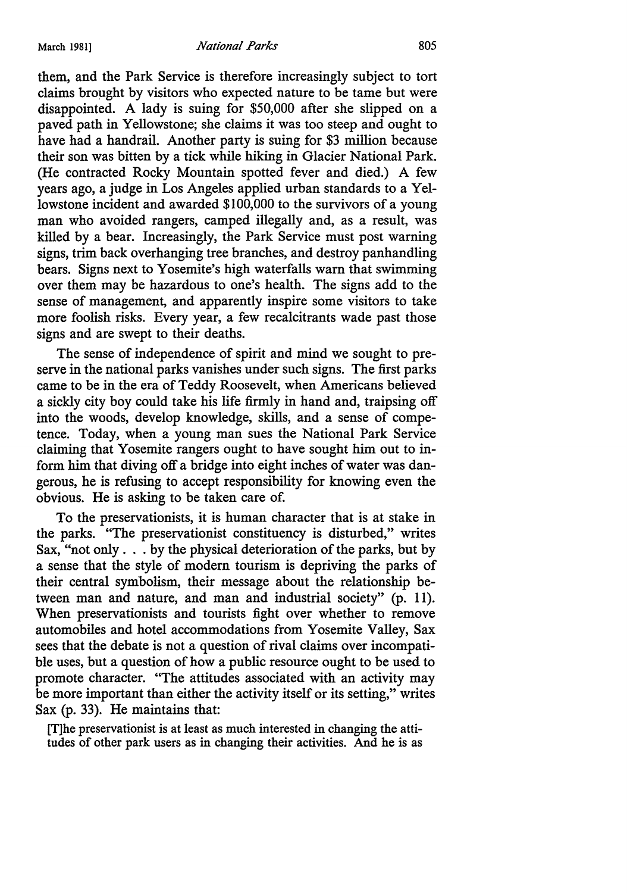them, and the Park Service is therefore increasingly subject to tort claims brought by visitors who expected nature to be tame but were disappointed. A lady is suing for $50,000 after she slipped on a paved path in Yellowstone; she claims it was too steep and ought to have had a handrail. Another party is suing for $3 million because their son was bitten by a tick while hiking in Glacier National Park. (He contracted Rocky Mountain spotted fever and died.) A few years ago, a judge in Los Angeles applied urban standards to a Yellowstone incident and awarded $100,000 to the survivors of a young man who avoided rangers, camped illegally and, as a result, was killed by a bear. Increasingly, the Park Service must post warning signs, trim back overhanging tree branches, and destroy panhandling bears. Signs next to Yosemite's high waterfalls warn that swimming over them may be hazardous to one's health. The signs add to the sense of management, and apparently inspire some visitors to take more foolish risks. Every year, a few recalcitrants wade past those signs and are swept to their deaths.

The sense of independence of spirit and mind we sought to preserve in the national parks vanishes under such signs. The first parks came to be in the era of Teddy Roosevelt, when Americans believed a sickly city boy could take his life firmly in hand and, traipsing off into the woods, develop knowledge, skills, and a sense of competence. Today, when a young man sues the National Park Service claiming that Yosemite rangers ought to have sought him out to inform him that diving off a bridge into eight inches of water was dangerous, he is refusing to accept responsibility for knowing even the obvious. He is asking to be taken care of.

To the preservationists, it is human character that is at stake in the parks. "The preservationist constituency is disturbed," writes Sax, "not only . . . by the physical deterioration of the parks, but by a sense that the style of modern tourism is depriving the parks of their central symbolism, their message about the relationship between man and nature, and man and industrial society" (p. 11). When preservationists and tourists fight over whether to remove automobiles and hotel accommodations from Yosemite Valley, Sax sees that the debate is not a question of rival claims over incompatible uses, but a question of how a public resource ought to be used to promote character. "The attitudes associated with an activity may be more important than either the activity itself or its setting," writes Sax (p. 33). He maintains that:

> [T]he preservationist is at least as much interested in changing the attitudes of other park users as in changing their activities. And he is as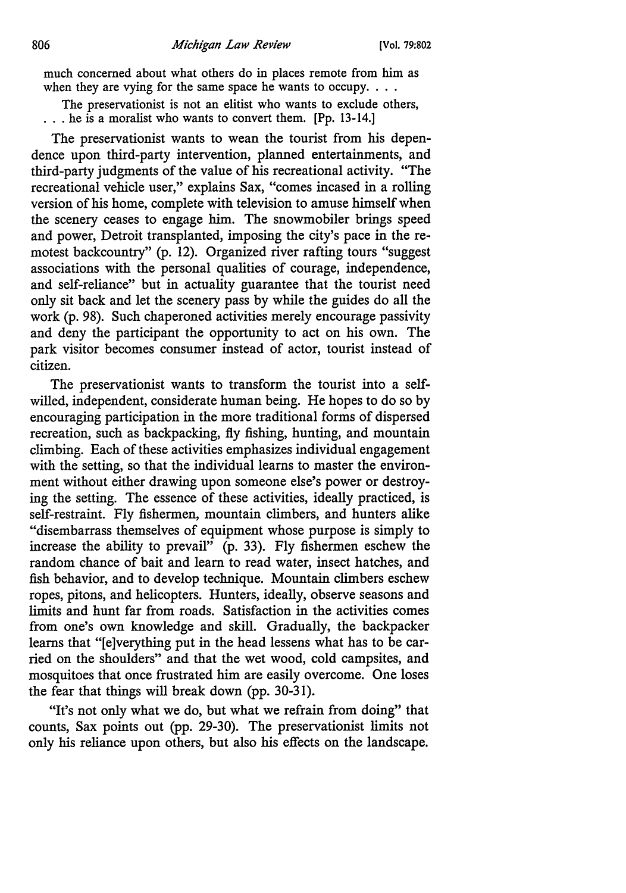much concerned about what others do in places remote from him as when they are vying for the same space he wants to occupy. . . .

The preservationist is not an elitist who wants to exclude others, . . . he is a moralist who wants to convert them. [Pp. 13-14.]

The preservationist wants to wean the tourist from his dependence upon third-party intervention, planned entertainments, and third-party judgments of the value of his recreational activity. "The recreational vehicle user," explains Sax, "comes incased in a rolling version of his home, complete with television to amuse himself when the scenery ceases to engage him. The snowmobiler brings speed and power, Detroit transplanted, imposing the city's pace in the remotest backcountry" (p. 12). Organized river rafting tours "suggest associations with the personal qualities of courage, independence, and self-reliance" but in actuality guarantee that the tourist need only sit back and let the scenery pass by while the guides do all the work (p. 98). Such chaperoned activities merely encourage passivity and deny the participant the opportunity to act on his own. The park visitor becomes consumer instead of actor, tourist instead of citizen.

The preservationist wants to transform the tourist into a self-willed, independent, considerate human being. He hopes to do so by encouraging participation in the more traditional forms of dispersed recreation, such as backpacking, fly fishing, hunting, and mountain climbing. Each of these activities emphasizes individual engagement with the setting, so that the individual learns to master the environment without either drawing upon someone else's power or destroying the setting. The essence of these activities, ideally practiced, is self-restraint. Fly fishermen, mountain climbers, and hunters alike "disembarrass themselves of equipment whose purpose is simply to increase the ability to prevail" (p. 33). Fly fishermen eschew the random chance of bait and learn to read water, insect hatches, and fish behavior, and to develop technique. Mountain climbers eschew ropes, pitons, and helicopters. Hunters, ideally, observe seasons and limits and hunt far from roads. Satisfaction in the activities comes from one's own knowledge and skill. Gradually, the backpacker learns that "[e]verything put in the head lessens what has to be carried on the shoulders" and that the wet wood, cold campsites, and mosquitoes that once frustrated him are easily overcome. One loses the fear that things will break down (pp. 30-31).

"It's not only what we do, but what we refrain from doing" that counts, Sax points out (pp. 29-30). The preservationist limits not only his reliance upon others, but also his effects on the landscape.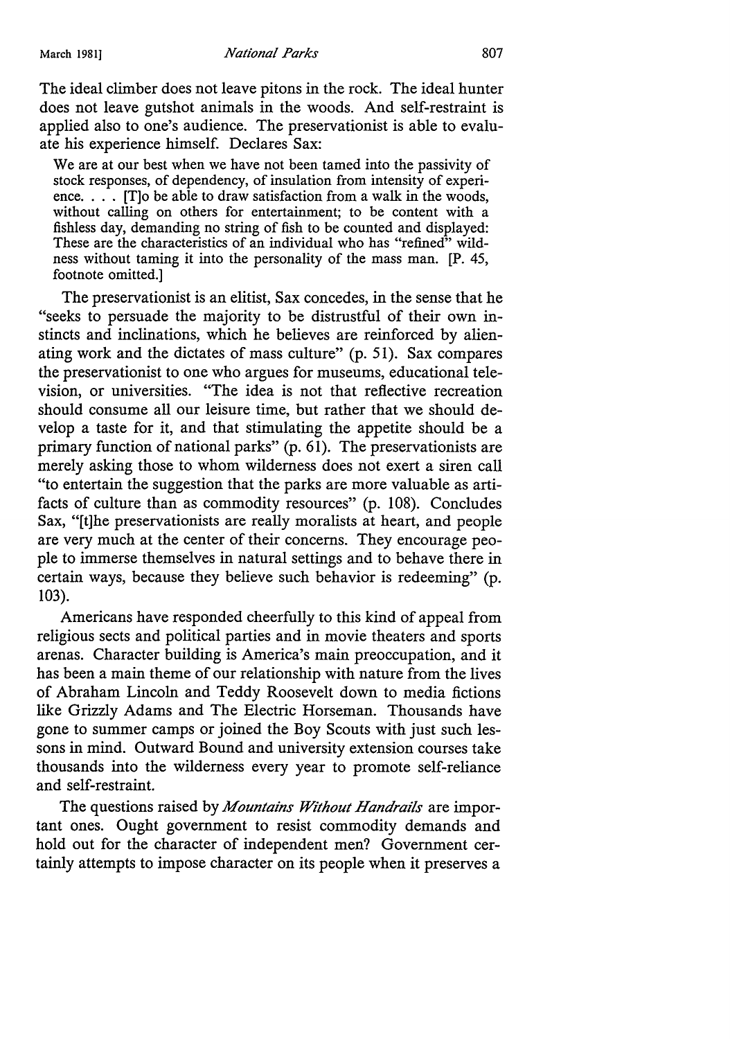The ideal climber does not leave pitons in the rock. The ideal hunter does not leave gutshot animals in the woods. And self-restraint is applied also to one's audience. The preservationist is able to evaluate his experience himself. Declares Sax:

> We are at our best when we have not been tamed into the passivity of stock responses, of dependency, of insulation from intensity of experience. . . . [T]o be able to draw satisfaction from a walk in the woods, without calling on others for entertainment; to be content with a fishless day, demanding no string of fish to be counted and displayed: These are the characteristics of an individual who has "refined" wildness without taming it into the personality of the mass man. [P. 45, footnote omitted.]

The preservationist is an elitist, Sax concedes, in the sense that he "seeks to persuade the majority to be distrustful of their own instincts and inclinations, which he believes are reinforced by alienating work and the dictates of mass culture" (p. 51). Sax compares the preservationist to one who argues for museums, educational television, or universities. "The idea is not that reflective recreation should consume all our leisure time, but rather that we should develop a taste for it, and that stimulating the appetite should be a primary function of national parks" (p. 61). The preservationists are merely asking those to whom wilderness does not exert a siren call "to entertain the suggestion that the parks are more valuable as artifacts of culture than as commodity resources" (p. 108). Concludes Sax, "[t]he preservationists are really moralists at heart, and people are very much at the center of their concerns. They encourage people to immerse themselves in natural settings and to behave there in certain ways, because they believe such behavior is redeeming" (p. 103).

Americans have responded cheerfully to this kind of appeal from religious sects and political parties and in movie theaters and sports arenas. Character building is America's main preoccupation, and it has been a main theme of our relationship with nature from the lives of Abraham Lincoln and Teddy Roosevelt down to media fictions like Grizzly Adams and The Electric Horseman. Thousands have gone to summer camps or joined the Boy Scouts with just such lessons in mind. Outward Bound and university extension courses take thousands into the wilderness every year to promote self-reliance and self-restraint.

The questions raised by *Mountains Without Handrails* are important ones. Ought government to resist commodity demands and hold out for the character of independent men? Government certainly attempts to impose character on its people when it preserves a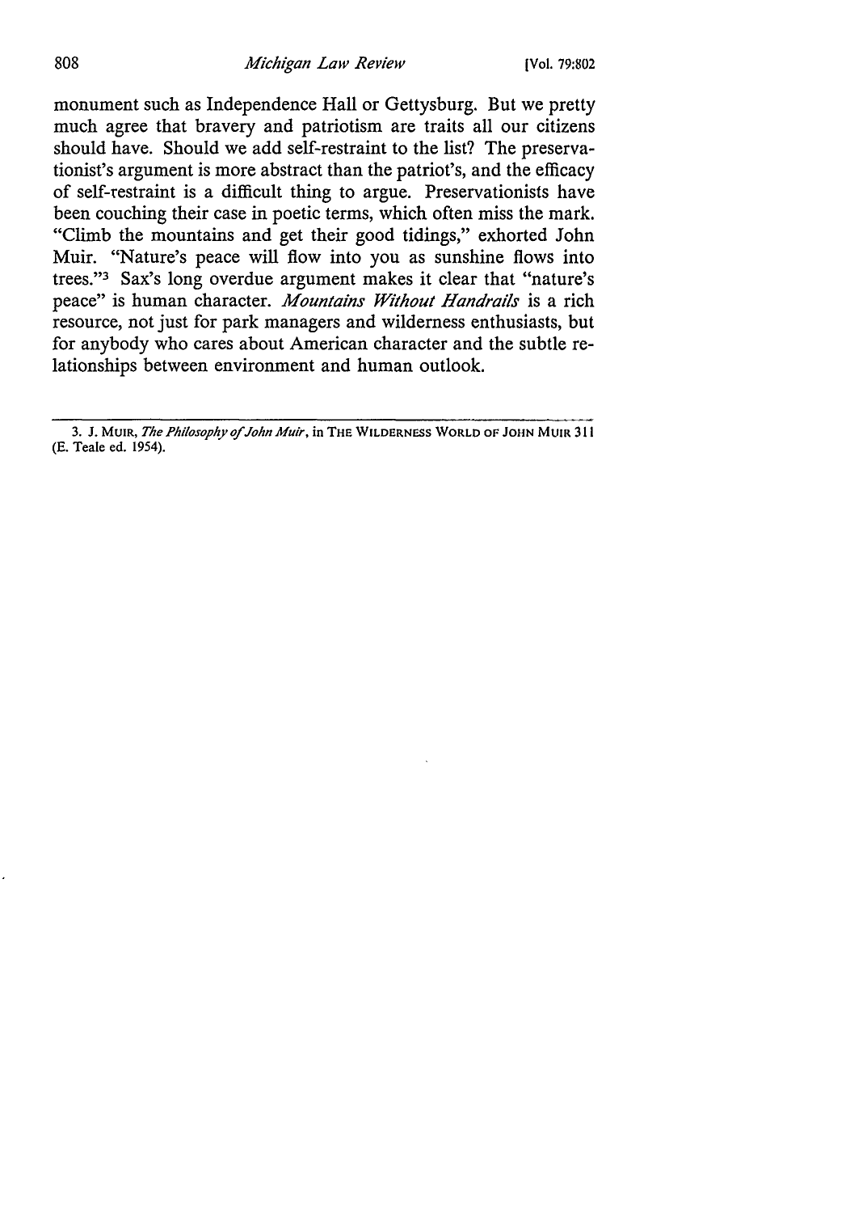monument such as Independence Hall or Gettysburg. But we pretty much agree that bravery and patriotism are traits all our citizens should have. Should we add self-restraint to the list? The preservationist's argument is more abstract than the patriot's, and the efficacy of self-restraint is a difficult thing to argue. Preservationists have been couching their case in poetic terms, which often miss the mark. "Climb the mountains and get their good tidings," exhorted John Muir. "Nature's peace will flow into you as sunshine flows into trees."[3] Sax's long overdue argument makes it clear that "nature's peace" is human character. *Mountains Without Handrails* is a rich resource, not just for park managers and wilderness enthusiasts, but for anybody who cares about American character and the subtle relationships between environment and human outlook.

---

3. J. MUIR, *The Philosophy of John Muir*, in THE WILDERNESS WORLD OF JOHN MUIR 311 (E. Teale ed. 1954).